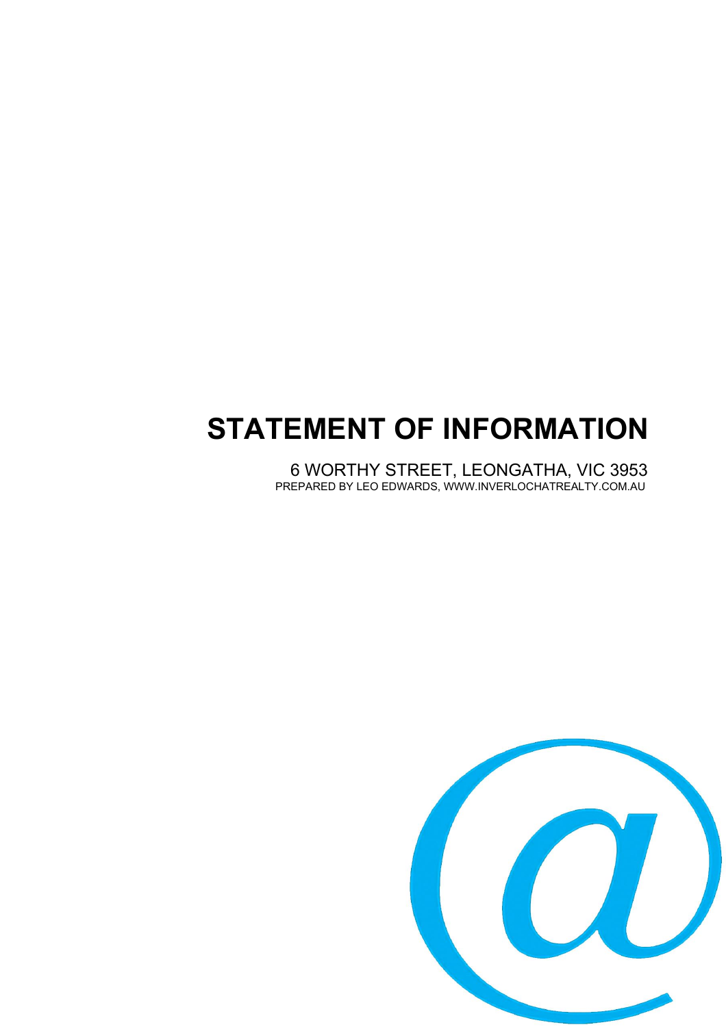# STATEMENT OF INFORMATION

6 WORTHY STREET, LEONGATHA, VIC 3953

PREPARED BY LEO EDWARDS, WWW.INVERLOCHATREALTY.COM.AU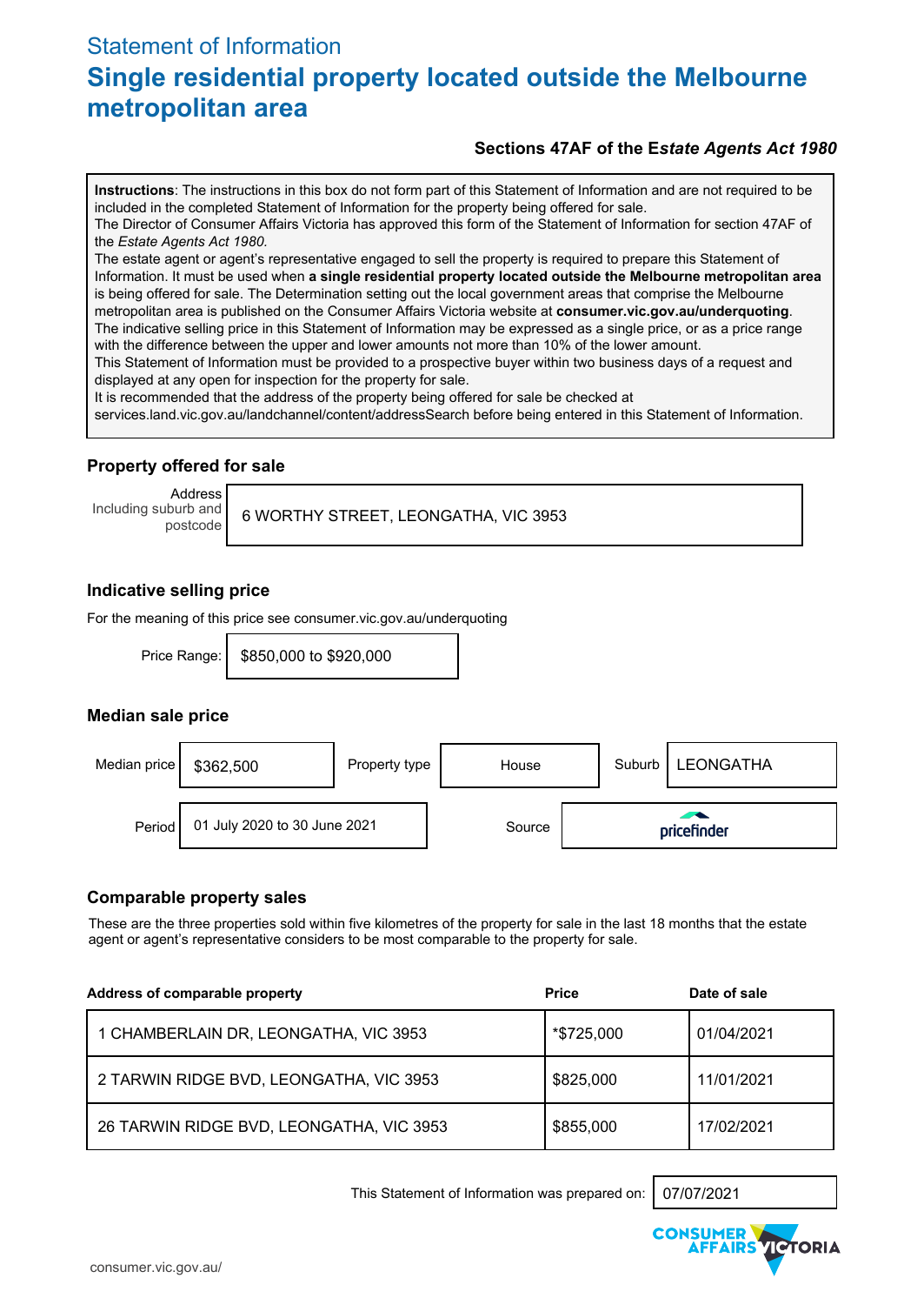# Statement of Information

# Single residential property located outside the Melbourne metropolitan area

**Sections 47AF of the E*state Agents Act 1980***

**Instructions**: The instructions in this box do not form part of this Statement of Information and are not required to be included in the completed Statement of Information for the property being offered for sale.
The Director of Consumer Affairs Victoria has approved this form of the Statement of Information for section 47AF of the *Estate Agents Act 1980.*
The estate agent or agent's representative engaged to sell the property is required to prepare this Statement of Information. It must be used when **a single residential property located outside the Melbourne metropolitan area** is being offered for sale. The Determination setting out the local government areas that comprise the Melbourne metropolitan area is published on the Consumer Affairs Victoria website at **consumer.vic.gov.au/underquoting**.
The indicative selling price in this Statement of Information may be expressed as a single price, or as a price range with the difference between the upper and lower amounts not more than 10% of the lower amount.
This Statement of Information must be provided to a prospective buyer within two business days of a request and displayed at any open for inspection for the property for sale.
It is recommended that the address of the property being offered for sale be checked at services.land.vic.gov.au/landchannel/content/addressSearch before being entered in this Statement of Information.

## Property offered for sale

| | |
|---|---|
| Address Including suburb and postcode | 6 WORTHY STREET, LEONGATHA, VIC 3953 |

## Indicative selling price

For the meaning of this price see consumer.vic.gov.au/underquoting

| | |
|---|---|
| Price Range: | $850,000 to $920,000 |

## Median sale price

| | | | | | |
|---|---|---|---|---|---|
| Median price | $362,500 | Property type | House | Suburb | LEONGATHA |
| Period | 01 July 2020 to 30 June 2021 | Source | pricefinder | | |

## Comparable property sales

These are the three properties sold within five kilometres of the property for sale in the last 18 months that the estate agent or agent's representative considers to be most comparable to the property for sale.

| Address of comparable property | Price | Date of sale |
|---|---|---|
| 1 CHAMBERLAIN DR, LEONGATHA, VIC 3953 | *$725,000 | 01/04/2021 |
| 2 TARWIN RIDGE BVD, LEONGATHA, VIC 3953 | $825,000 | 11/01/2021 |
| 26 TARWIN RIDGE BVD, LEONGATHA, VIC 3953 | $855,000 | 17/02/2021 |

This Statement of Information was prepared on: 07/07/2021

consumer.vic.gov.au/